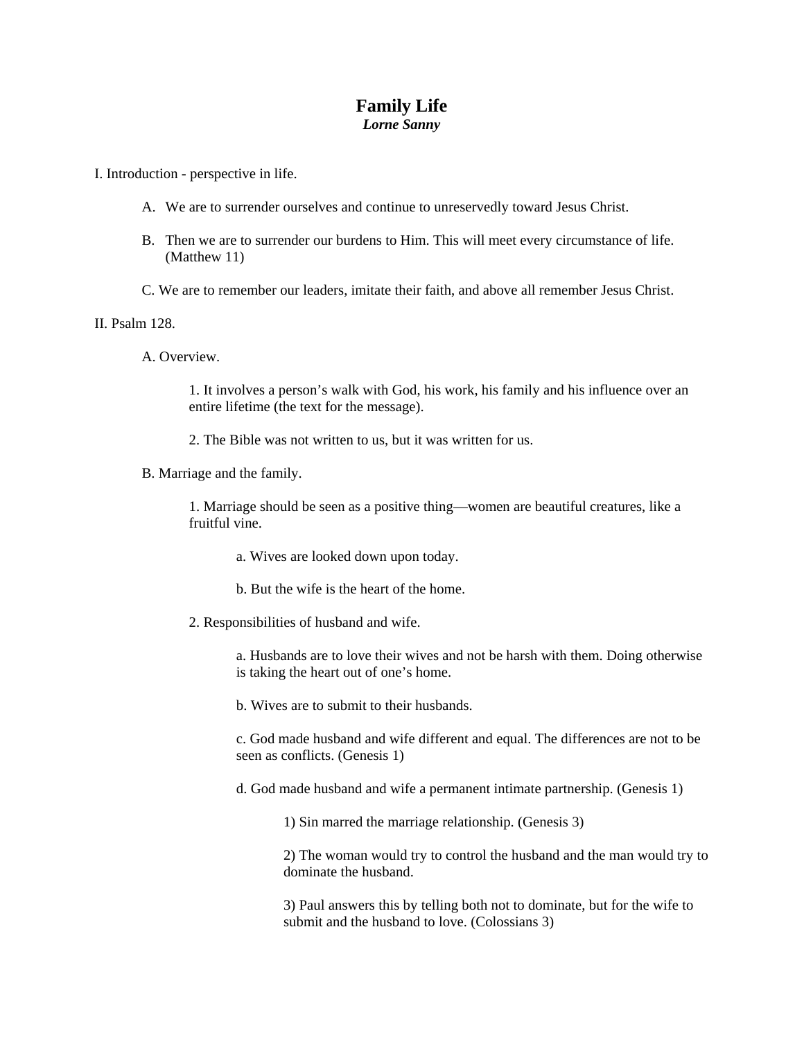# Family Life

***Lorne Sanny***

I. Introduction - perspective in life.

- A. We are to surrender ourselves and continue to unreservedly toward Jesus Christ.
- B. Then we are to surrender our burdens to Him. This will meet every circumstance of life. (Matthew 11)
- C. We are to remember our leaders, imitate their faith, and above all remember Jesus Christ.

II. Psalm 128.

- A. Overview.
    - 1. It involves a person's walk with God, his work, his family and his influence over an entire lifetime (the text for the message).
    - 2. The Bible was not written to us, but it was written for us.
- B. Marriage and the family.
    - 1. Marriage should be seen as a positive thing—women are beautiful creatures, like a fruitful vine.
        - a. Wives are looked down upon today.
        - b. But the wife is the heart of the home.
    - 2. Responsibilities of husband and wife.
        - a. Husbands are to love their wives and not be harsh with them. Doing otherwise is taking the heart out of one's home.
        - b. Wives are to submit to their husbands.
        - c. God made husband and wife different and equal. The differences are not to be seen as conflicts. (Genesis 1)
        - d. God made husband and wife a permanent intimate partnership. (Genesis 1)
            - 1) Sin marred the marriage relationship. (Genesis 3)
            - 2) The woman would try to control the husband and the man would try to dominate the husband.
            - 3) Paul answers this by telling both not to dominate, but for the wife to submit and the husband to love. (Colossians 3)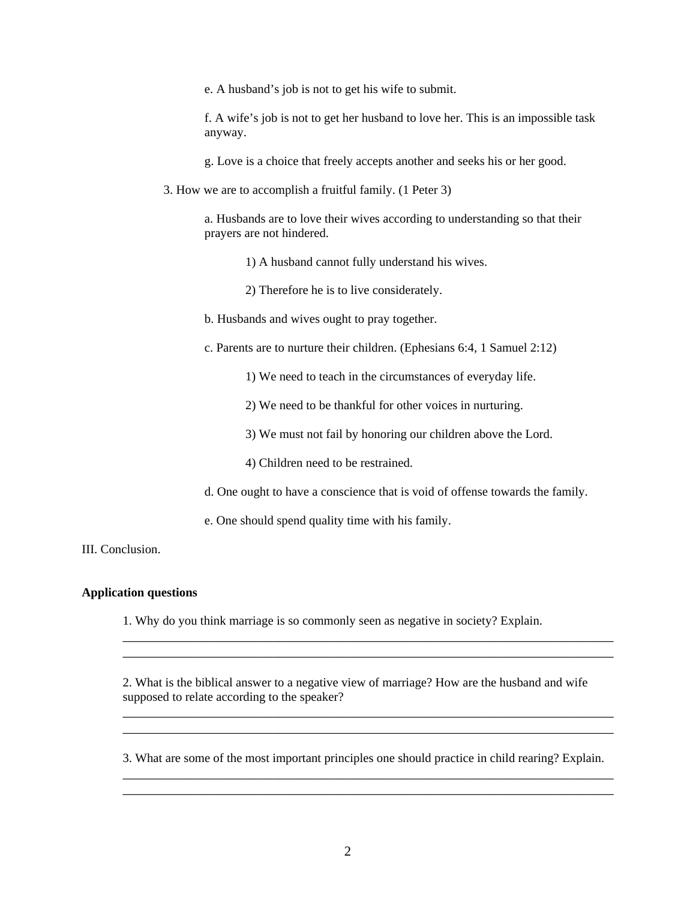e. A husband's job is not to get his wife to submit.

f. A wife's job is not to get her husband to love her. This is an impossible task anyway.

g. Love is a choice that freely accepts another and seeks his or her good.

3. How we are to accomplish a fruitful family. (1 Peter 3)

a. Husbands are to love their wives according to understanding so that their prayers are not hindered.

1) A husband cannot fully understand his wives.

2) Therefore he is to live considerately.

b. Husbands and wives ought to pray together.

c. Parents are to nurture their children. (Ephesians 6:4, 1 Samuel 2:12)

1) We need to teach in the circumstances of everyday life.

2) We need to be thankful for other voices in nurturing.

3) We must not fail by honoring our children above the Lord.

4) Children need to be restrained.

d. One ought to have a conscience that is void of offense towards the family.

e. One should spend quality time with his family.

III. Conclusion.

**Application questions**

1. Why do you think marriage is so commonly seen as negative in society? Explain.

_______________________________________________________________________________
_______________________________________________________________________________

2. What is the biblical answer to a negative view of marriage? How are the husband and wife supposed to relate according to the speaker?

_______________________________________________________________________________
_______________________________________________________________________________

3. What are some of the most important principles one should practice in child rearing? Explain.

_______________________________________________________________________________
_______________________________________________________________________________